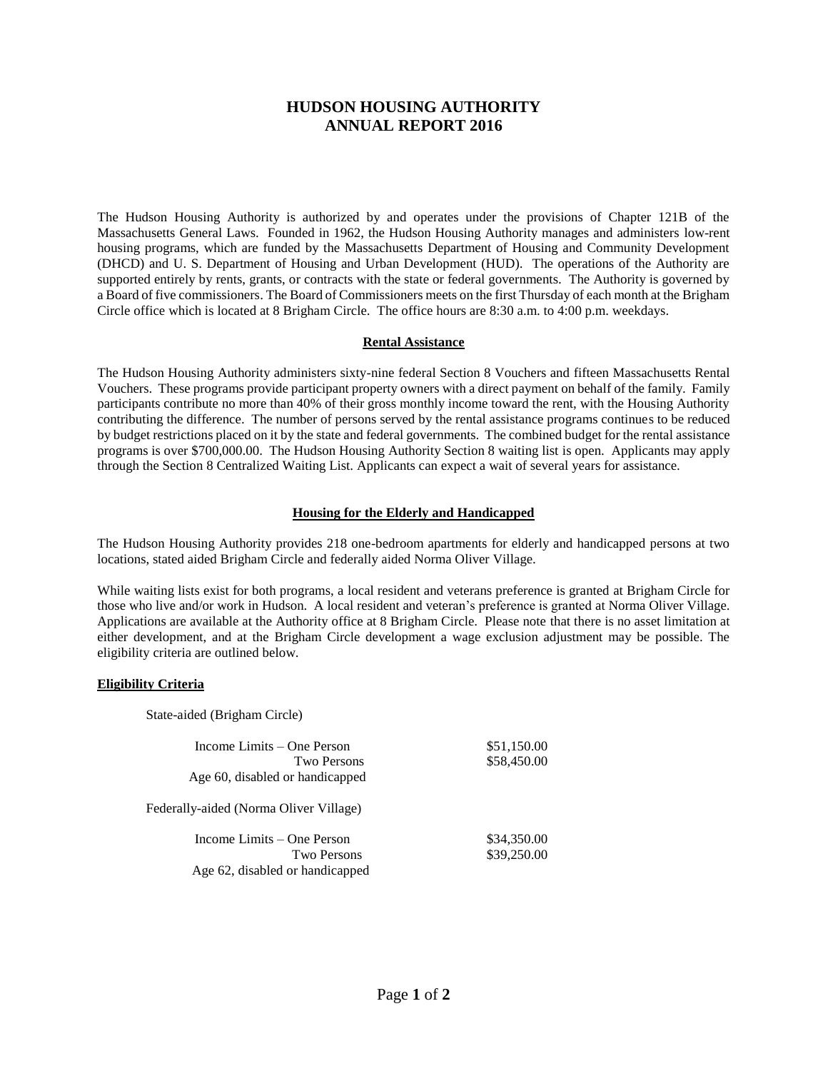# HUDSON HOUSING AUTHORITY
# ANNUAL REPORT 2016

The Hudson Housing Authority is authorized by and operates under the provisions of Chapter 121B of the Massachusetts General Laws. Founded in 1962, the Hudson Housing Authority manages and administers low-rent housing programs, which are funded by the Massachusetts Department of Housing and Community Development (DHCD) and U. S. Department of Housing and Urban Development (HUD). The operations of the Authority are supported entirely by rents, grants, or contracts with the state or federal governments. The Authority is governed by a Board of five commissioners. The Board of Commissioners meets on the first Thursday of each month at the Brigham Circle office which is located at 8 Brigham Circle. The office hours are 8:30 a.m. to 4:00 p.m. weekdays.

## Rental Assistance

The Hudson Housing Authority administers sixty-nine federal Section 8 Vouchers and fifteen Massachusetts Rental Vouchers. These programs provide participant property owners with a direct payment on behalf of the family. Family participants contribute no more than 40% of their gross monthly income toward the rent, with the Housing Authority contributing the difference. The number of persons served by the rental assistance programs continues to be reduced by budget restrictions placed on it by the state and federal governments. The combined budget for the rental assistance programs is over $700,000.00. The Hudson Housing Authority Section 8 waiting list is open. Applicants may apply through the Section 8 Centralized Waiting List. Applicants can expect a wait of several years for assistance.

## Housing for the Elderly and Handicapped

The Hudson Housing Authority provides 218 one-bedroom apartments for elderly and handicapped persons at two locations, stated aided Brigham Circle and federally aided Norma Oliver Village.

While waiting lists exist for both programs, a local resident and veterans preference is granted at Brigham Circle for those who live and/or work in Hudson. A local resident and veteran's preference is granted at Norma Oliver Village. Applications are available at the Authority office at 8 Brigham Circle. Please note that there is no asset limitation at either development, and at the Brigham Circle development a wage exclusion adjustment may be possible. The eligibility criteria are outlined below.

### Eligibility Criteria

State-aided (Brigham Circle)

| | |
|---|---|
| Income Limits – One Person | $51,150.00 |
| Two Persons | $58,450.00 |
| Age 60, disabled or handicapped | |

Federally-aided (Norma Oliver Village)

| | |
|---|---|
| Income Limits – One Person | $34,350.00 |
| Two Persons | $39,250.00 |
| Age 62, disabled or handicapped | |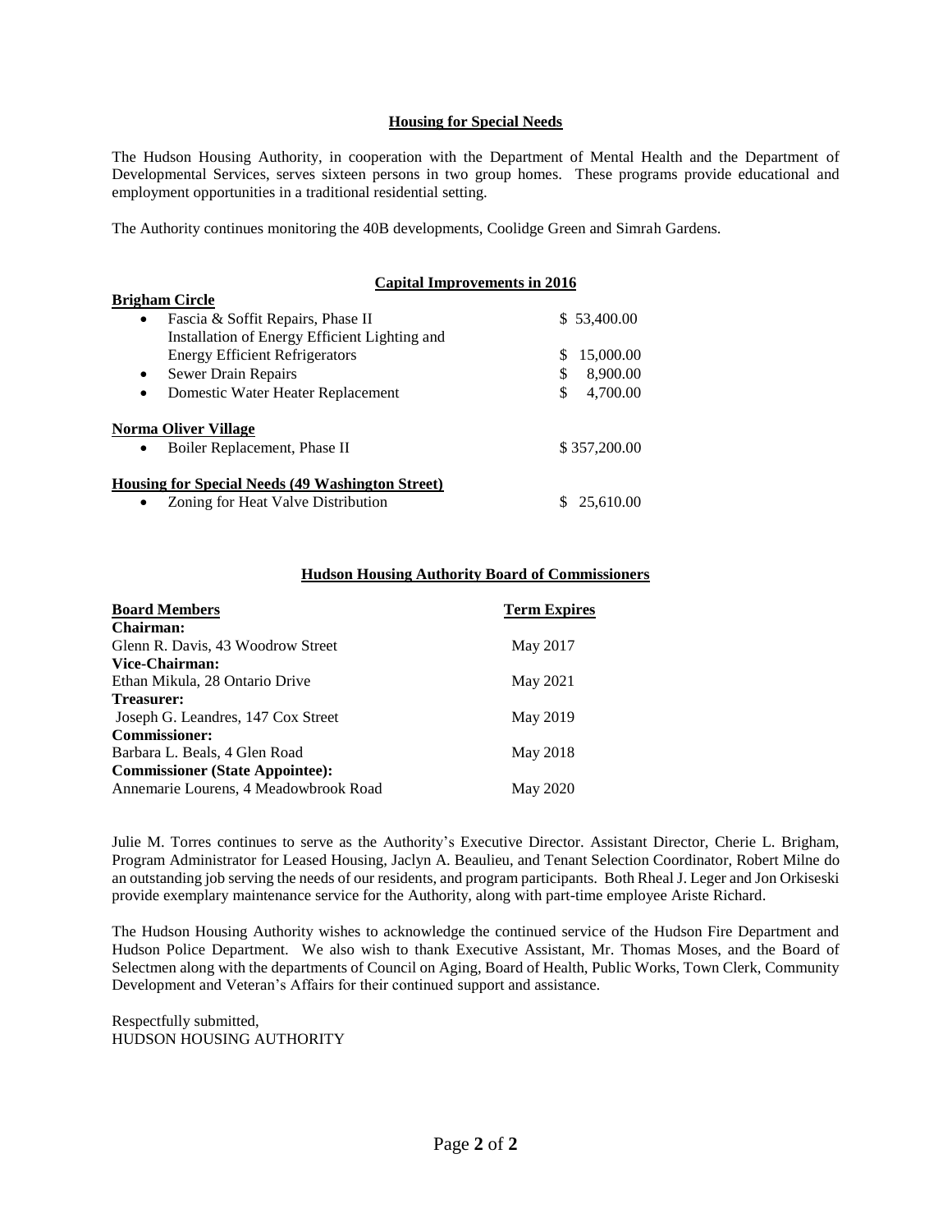## Housing for Special Needs

The Hudson Housing Authority, in cooperation with the Department of Mental Health and the Department of Developmental Services, serves sixteen persons in two group homes. These programs provide educational and employment opportunities in a traditional residential setting.

The Authority continues monitoring the 40B developments, Coolidge Green and Simrah Gardens.

## Capital Improvements in 2016

| | |
|---|---|
| **Brigham Circle** | |
| • Fascia & Soffit Repairs, Phase II | $ 53,400.00 |
| Installation of Energy Efficient Lighting and Energy Efficient Refrigerators | $ 15,000.00 |
| • Sewer Drain Repairs | $ 8,900.00 |
| • Domestic Water Heater Replacement | $ 4,700.00 |
| **Norma Oliver Village** | |
| • Boiler Replacement, Phase II | $ 357,200.00 |
| **Housing for Special Needs (49 Washington Street)** | |
| • Zoning for Heat Valve Distribution | $ 25,610.00 |

## Hudson Housing Authority Board of Commissioners

| Board Members | Term Expires |
|---|---|
| **Chairman:** | |
| Glenn R. Davis, 43 Woodrow Street | May 2017 |
| **Vice-Chairman:** | |
| Ethan Mikula, 28 Ontario Drive | May 2021 |
| **Treasurer:** | |
| Joseph G. Leandres, 147 Cox Street | May 2019 |
| **Commissioner:** | |
| Barbara L. Beals, 4 Glen Road | May 2018 |
| **Commissioner (State Appointee):** | |
| Annemarie Lourens, 4 Meadowbrook Road | May 2020 |

Julie M. Torres continues to serve as the Authority's Executive Director. Assistant Director, Cherie L. Brigham, Program Administrator for Leased Housing, Jaclyn A. Beaulieu, and Tenant Selection Coordinator, Robert Milne do an outstanding job serving the needs of our residents, and program participants. Both Rheal J. Leger and Jon Orkiseski provide exemplary maintenance service for the Authority, along with part-time employee Ariste Richard.

The Hudson Housing Authority wishes to acknowledge the continued service of the Hudson Fire Department and Hudson Police Department. We also wish to thank Executive Assistant, Mr. Thomas Moses, and the Board of Selectmen along with the departments of Council on Aging, Board of Health, Public Works, Town Clerk, Community Development and Veteran's Affairs for their continued support and assistance.

Respectfully submitted,
HUDSON HOUSING AUTHORITY